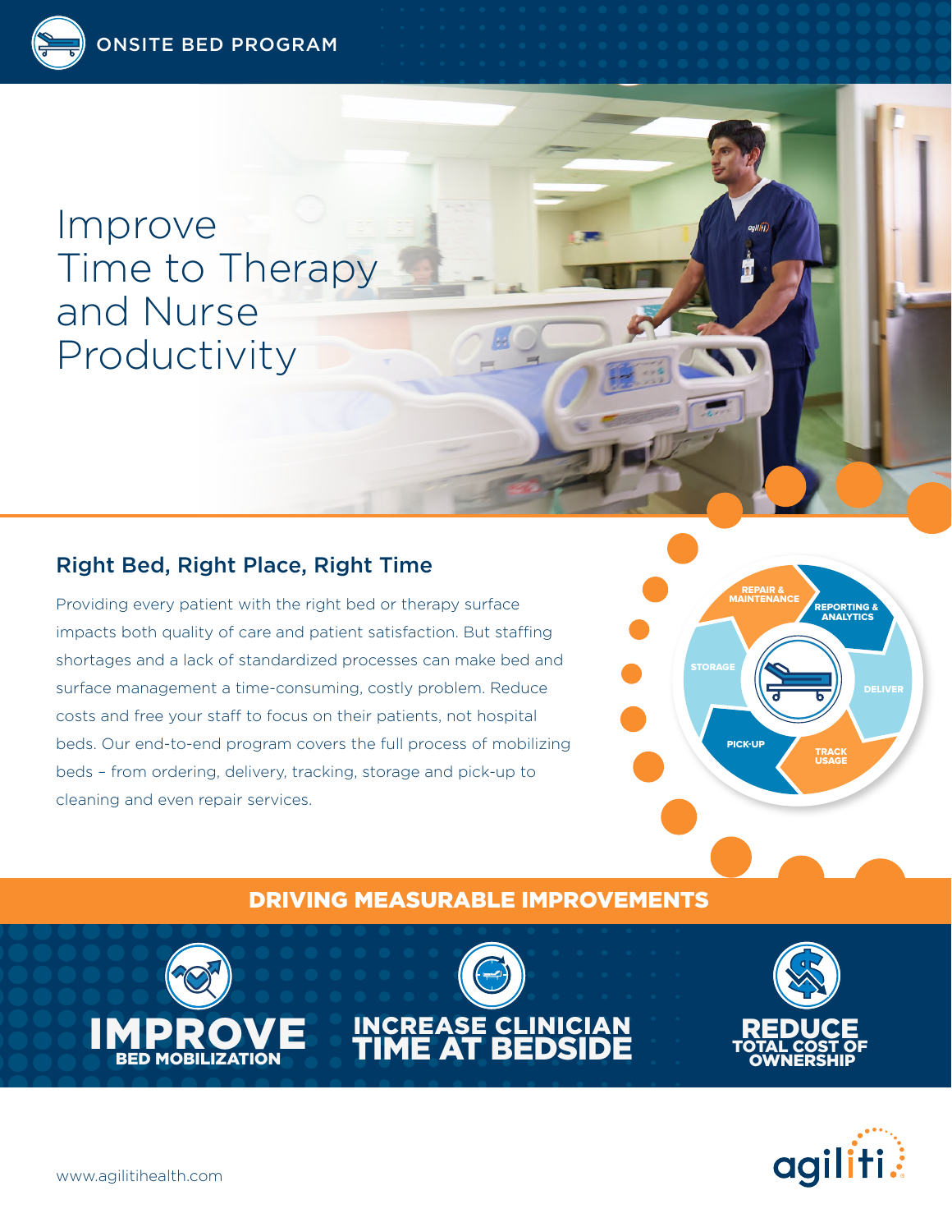ONSITE BED PROGRAM

# Improve Time to Therapy and Nurse Productivity

## Right Bed, Right Place, Right Time

Providing every patient with the right bed or therapy surface impacts both quality of care and patient satisfaction. But staffing shortages and a lack of standardized processes can make bed and surface management a time-consuming, costly problem. Reduce costs and free your staff to focus on their patients, not hospital beds. Our end-to-end program covers the full process of mobilizing beds – from ordering, delivery, tracking, storage and pick-up to cleaning and even repair services.

- REPAIR & MAINTENANCE
- REPORTING & ANALYTICS
- DELIVER
- TRACK USAGE
- PICK-UP
- STORAGE

## DRIVING MEASURABLE IMPROVEMENTS

**IMPROVE** BED MOBILIZATION

**INCREASE CLINICIAN TIME AT BEDSIDE**

**REDUCE** TOTAL COST OF OWNERSHIP

www.agilitihealth.com

agiliti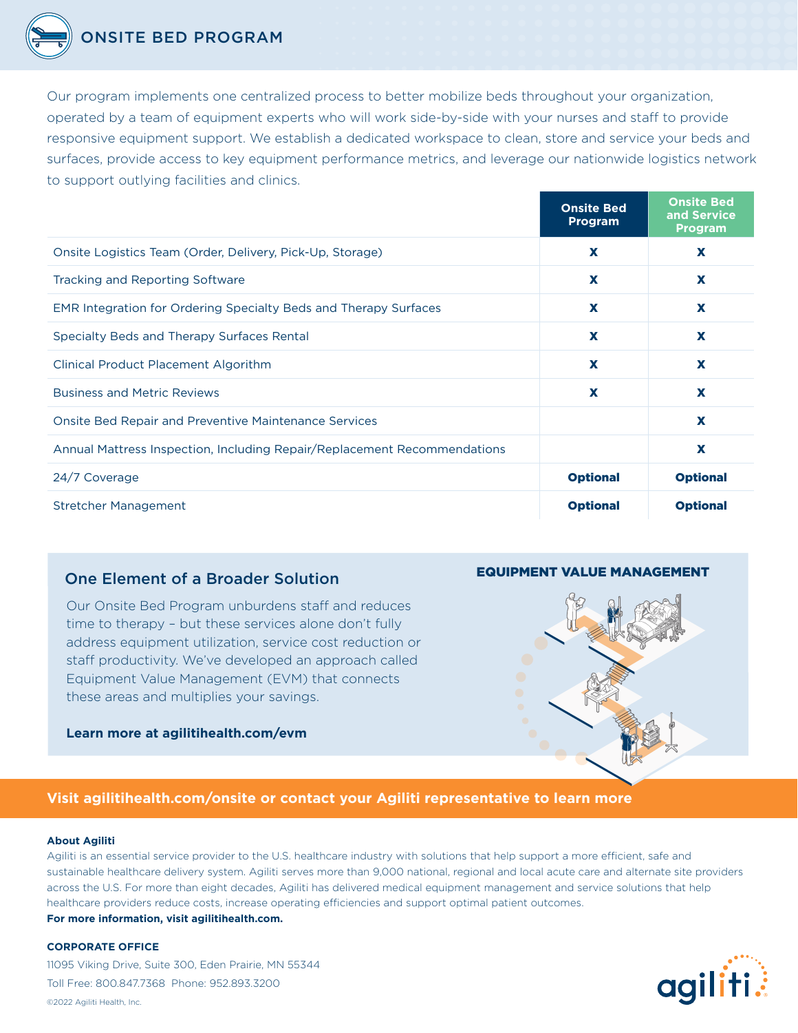# ONSITE BED PROGRAM

Our program implements one centralized process to better mobilize beds throughout your organization, operated by a team of equipment experts who will work side-by-side with your nurses and staff to provide responsive equipment support. We establish a dedicated workspace to clean, store and service your beds and surfaces, provide access to key equipment performance metrics, and leverage our nationwide logistics network to support outlying facilities and clinics.

| | Onsite Bed Program | Onsite Bed and Service Program |
|---|---|---|
| Onsite Logistics Team (Order, Delivery, Pick-Up, Storage) | X | X |
| Tracking and Reporting Software | X | X |
| EMR Integration for Ordering Specialty Beds and Therapy Surfaces | X | X |
| Specialty Beds and Therapy Surfaces Rental | X | X |
| Clinical Product Placement Algorithm | X | X |
| Business and Metric Reviews | X | X |
| Onsite Bed Repair and Preventive Maintenance Services | | X |
| Annual Mattress Inspection, Including Repair/Replacement Recommendations | | X |
| 24/7 Coverage | **Optional** | **Optional** |
| Stretcher Management | **Optional** | **Optional** |

## One Element of a Broader Solution

Our Onsite Bed Program unburdens staff and reduces time to therapy – but these services alone don't fully address equipment utilization, service cost reduction or staff productivity. We've developed an approach called Equipment Value Management (EVM) that connects these areas and multiplies your savings.

**Learn more at agilitihealth.com/evm**

**EQUIPMENT VALUE MANAGEMENT**

**Visit agilitihealth.com/onsite or contact your Agiliti representative to learn more**

**About Agiliti**

Agiliti is an essential service provider to the U.S. healthcare industry with solutions that help support a more efficient, safe and sustainable healthcare delivery system. Agiliti serves more than 9,000 national, regional and local acute care and alternate site providers across the U.S. For more than eight decades, Agiliti has delivered medical equipment management and service solutions that help healthcare providers reduce costs, increase operating efficiencies and support optimal patient outcomes.

**For more information, visit agilitihealth.com.**

**CORPORATE OFFICE**

11095 Viking Drive, Suite 300, Eden Prairie, MN 55344

Toll Free: 800.847.7368 Phone: 952.893.3200

©2022 Agiliti Health, Inc.

agiliti